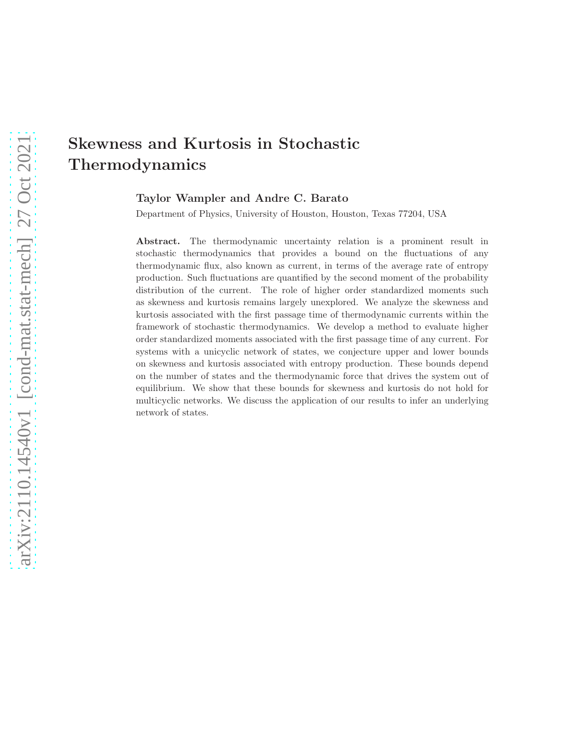# Skewness and Kurtosis in Stochastic Thermodynamics

**Taylor Wampler and Andre C. Barato**

Department of Physics, University of Houston, Houston, Texas 77204, USA

**Abstract.** The thermodynamic uncertainty relation is a prominent result in stochastic thermodynamics that provides a bound on the fluctuations of any thermodynamic flux, also known as current, in terms of the average rate of entropy production. Such fluctuations are quantified by the second moment of the probability distribution of the current. The role of higher order standardized moments such as skewness and kurtosis remains largely unexplored. We analyze the skewness and kurtosis associated with the first passage time of thermodynamic currents within the framework of stochastic thermodynamics. We develop a method to evaluate higher order standardized moments associated with the first passage time of any current. For systems with a unicyclic network of states, we conjecture upper and lower bounds on skewness and kurtosis associated with entropy production. These bounds depend on the number of states and the thermodynamic force that drives the system out of equilibrium. We show that these bounds for skewness and kurtosis do not hold for multicyclic networks. We discuss the application of our results to infer an underlying network of states.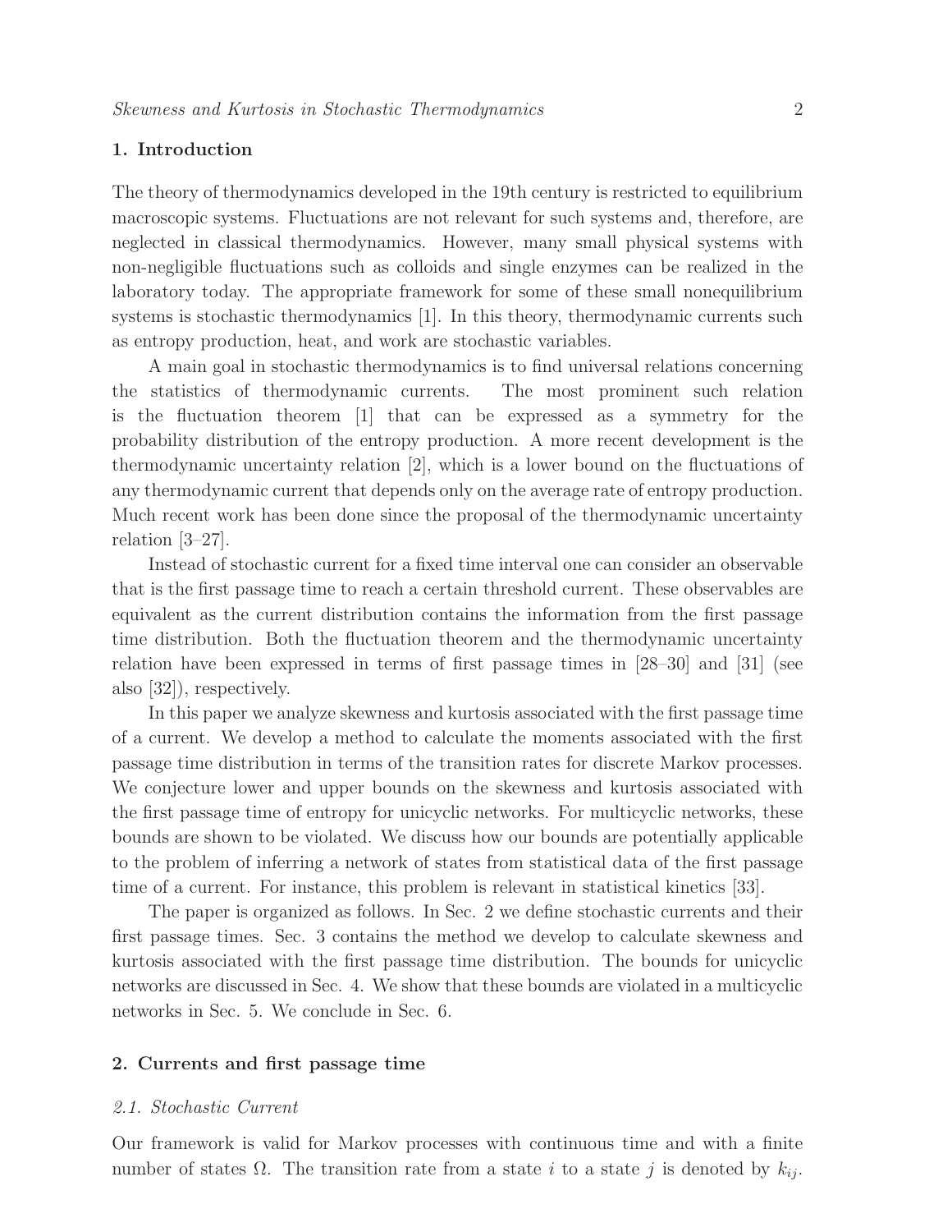## 1. Introduction

The theory of thermodynamics developed in the 19th century is restricted to equilibrium macroscopic systems. Fluctuations are not relevant for such systems and, therefore, are neglected in classical thermodynamics. However, many small physical systems with non-negligible fluctuations such as colloids and single enzymes can be realized in the laboratory today. The appropriate framework for some of these small nonequilibrium systems is stochastic thermodynamics [1]. In this theory, thermodynamic currents such as entropy production, heat, and work are stochastic variables.

A main goal in stochastic thermodynamics is to find universal relations concerning the statistics of thermodynamic currents. The most prominent such relation is the fluctuation theorem [1] that can be expressed as a symmetry for the probability distribution of the entropy production. A more recent development is the thermodynamic uncertainty relation [2], which is a lower bound on the fluctuations of any thermodynamic current that depends only on the average rate of entropy production. Much recent work has been done since the proposal of the thermodynamic uncertainty relation [3–27].

Instead of stochastic current for a fixed time interval one can consider an observable that is the first passage time to reach a certain threshold current. These observables are equivalent as the current distribution contains the information from the first passage time distribution. Both the fluctuation theorem and the thermodynamic uncertainty relation have been expressed in terms of first passage times in [28–30] and [31] (see also [32]), respectively.

In this paper we analyze skewness and kurtosis associated with the first passage time of a current. We develop a method to calculate the moments associated with the first passage time distribution in terms of the transition rates for discrete Markov processes. We conjecture lower and upper bounds on the skewness and kurtosis associated with the first passage time of entropy for unicyclic networks. For multicyclic networks, these bounds are shown to be violated. We discuss how our bounds are potentially applicable to the problem of inferring a network of states from statistical data of the first passage time of a current. For instance, this problem is relevant in statistical kinetics [33].

The paper is organized as follows. In Sec. 2 we define stochastic currents and their first passage times. Sec. 3 contains the method we develop to calculate skewness and kurtosis associated with the first passage time distribution. The bounds for unicyclic networks are discussed in Sec. 4. We show that these bounds are violated in a multicyclic networks in Sec. 5. We conclude in Sec. 6.

## 2. Currents and first passage time

### 2.1. Stochastic Current

Our framework is valid for Markov processes with continuous time and with a finite number of states $\Omega$. The transition rate from a state $i$ to a state $j$ is denoted by $k_{ij}$.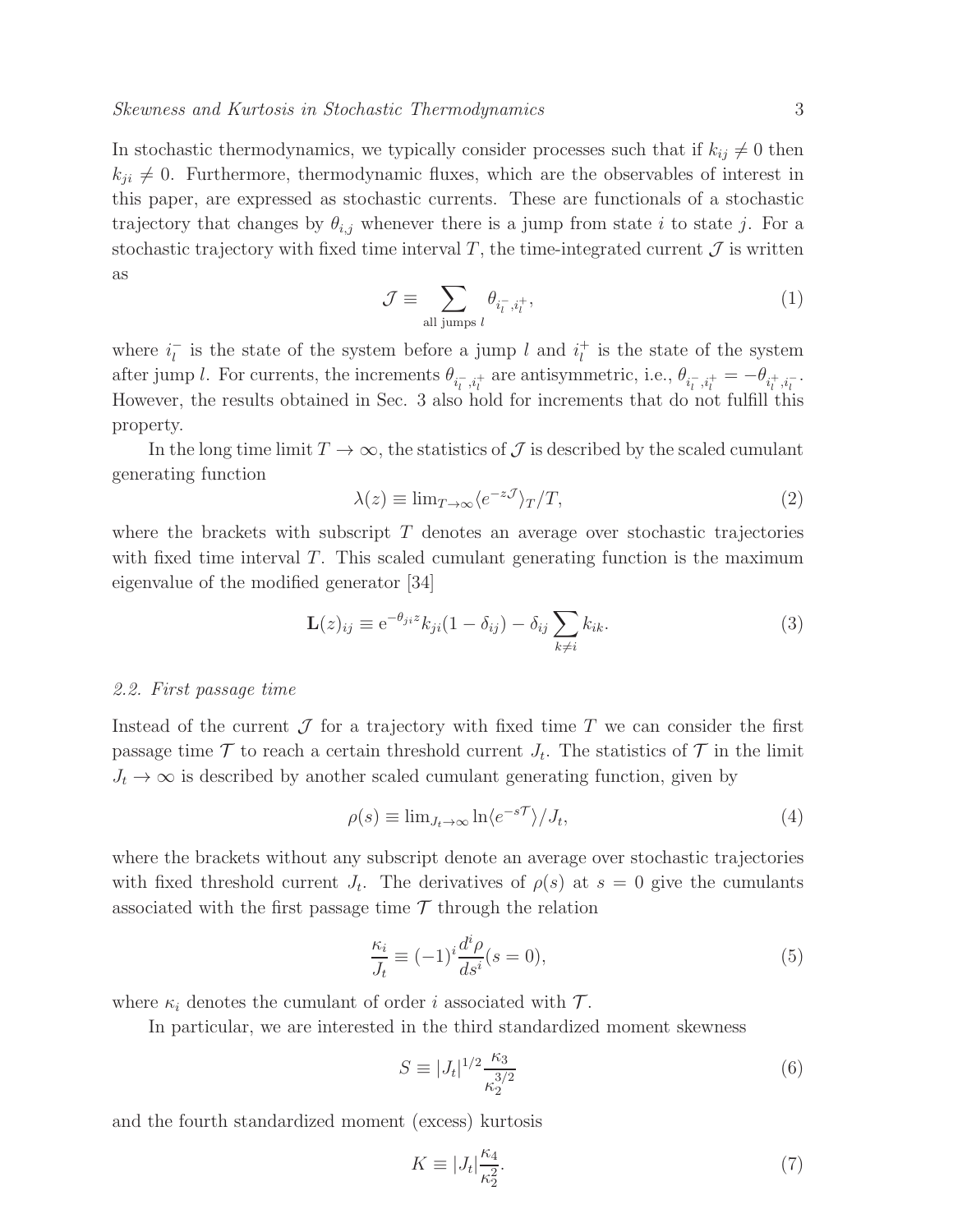In stochastic thermodynamics, we typically consider processes such that if $k_{ij} \neq 0$ then $k_{ji} \neq 0$. Furthermore, thermodynamic fluxes, which are the observables of interest in this paper, are expressed as stochastic currents. These are functionals of a stochastic trajectory that changes by $\theta_{i,j}$ whenever there is a jump from state $i$ to state $j$. For a stochastic trajectory with fixed time interval $T$, the time-integrated current $\mathcal{J}$ is written as

$$\mathcal{J} \equiv \sum_{\text{all jumps } l} \theta_{i_l^-, i_l^+}, \tag{1}$$

where $i_l^-$ is the state of the system before a jump $l$ and $i_l^+$ is the state of the system after jump $l$. For currents, the increments $\theta_{i_l^-, i_l^+}$ are antisymmetric, i.e., $\theta_{i_l^-, i_l^+} = -\theta_{i_l^+, i_l^-}$. However, the results obtained in Sec. 3 also hold for increments that do not fulfill this property.

In the long time limit $T \to \infty$, the statistics of $\mathcal{J}$ is described by the scaled cumulant generating function

$$\lambda(z) \equiv \lim_{T\to\infty} \langle e^{-z\mathcal{J}} \rangle_T / T, \tag{2}$$

where the brackets with subscript $T$ denotes an average over stochastic trajectories with fixed time interval $T$. This scaled cumulant generating function is the maximum eigenvalue of the modified generator [34]

$$\mathbf{L}(z)_{ij} \equiv \mathrm{e}^{-\theta_{ji} z} k_{ji} (1 - \delta_{ij}) - \delta_{ij} \sum_{k \neq i} k_{ik}. \tag{3}$$

### 2.2. First passage time

Instead of the current $\mathcal{J}$ for a trajectory with fixed time $T$ we can consider the first passage time $\mathcal{T}$ to reach a certain threshold current $J_t$. The statistics of $\mathcal{T}$ in the limit $J_t \to \infty$ is described by another scaled cumulant generating function, given by

$$\rho(s) \equiv \lim_{J_t\to\infty} \ln \langle e^{-s\mathcal{T}} \rangle / J_t, \tag{4}$$

where the brackets without any subscript denote an average over stochastic trajectories with fixed threshold current $J_t$. The derivatives of $\rho(s)$ at $s = 0$ give the cumulants associated with the first passage time $\mathcal{T}$ through the relation

$$\frac{\kappa_i}{J_t} \equiv (-1)^i \frac{d^i \rho}{ds^i}(s = 0), \tag{5}$$

where $\kappa_i$ denotes the cumulant of order $i$ associated with $\mathcal{T}$.

In particular, we are interested in the third standardized moment skewness

$$S \equiv |J_t|^{1/2} \frac{\kappa_3}{\kappa_2^{3/2}} \tag{6}$$

and the fourth standardized moment (excess) kurtosis

$$K \equiv |J_t| \frac{\kappa_4}{\kappa_2^2}. \tag{7}$$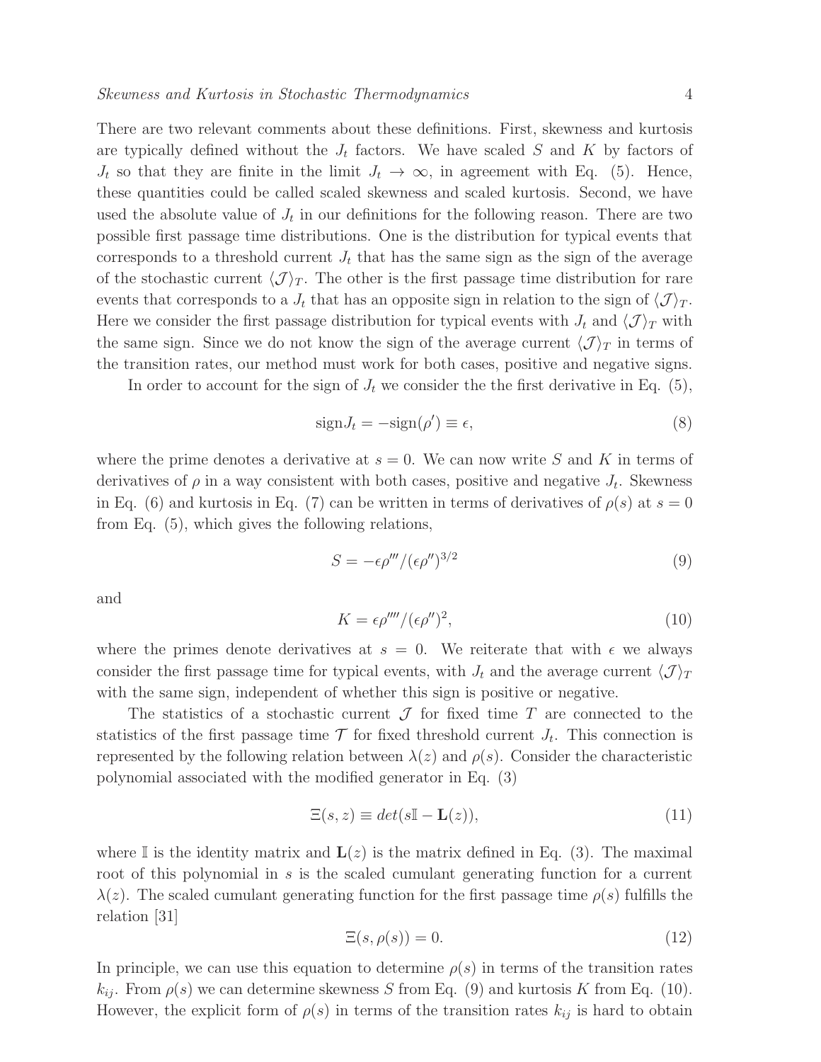There are two relevant comments about these definitions. First, skewness and kurtosis are typically defined without the $J_t$ factors. We have scaled $S$ and $K$ by factors of $J_t$ so that they are finite in the limit $J_t \to \infty$, in agreement with Eq. (5). Hence, these quantities could be called scaled skewness and scaled kurtosis. Second, we have used the absolute value of $J_t$ in our definitions for the following reason. There are two possible first passage time distributions. One is the distribution for typical events that corresponds to a threshold current $J_t$ that has the same sign as the sign of the average of the stochastic current $\langle \mathcal{J} \rangle_T$. The other is the first passage time distribution for rare events that corresponds to a $J_t$ that has an opposite sign in relation to the sign of $\langle \mathcal{J} \rangle_T$. Here we consider the first passage distribution for typical events with $J_t$ and $\langle \mathcal{J} \rangle_T$ with the same sign. Since we do not know the sign of the average current $\langle \mathcal{J} \rangle_T$ in terms of the transition rates, our method must work for both cases, positive and negative signs.

In order to account for the sign of $J_t$ we consider the the first derivative in Eq. (5),

$$\text{sign} J_t = -\text{sign}(\rho') \equiv \epsilon, \tag{8}$$

where the prime denotes a derivative at $s = 0$. We can now write $S$ and $K$ in terms of derivatives of $\rho$ in a way consistent with both cases, positive and negative $J_t$. Skewness in Eq. (6) and kurtosis in Eq. (7) can be written in terms of derivatives of $\rho(s)$ at $s = 0$ from Eq. (5), which gives the following relations,

$$S = -\epsilon \rho''' / (\epsilon \rho'')^{3/2} \tag{9}$$

and

$$K = \epsilon \rho'''' / (\epsilon \rho'')^2, \tag{10}$$

where the primes denote derivatives at $s = 0$. We reiterate that with $\epsilon$ we always consider the first passage time for typical events, with $J_t$ and the average current $\langle \mathcal{J} \rangle_T$ with the same sign, independent of whether this sign is positive or negative.

The statistics of a stochastic current $\mathcal{J}$ for fixed time $T$ are connected to the statistics of the first passage time $\mathcal{T}$ for fixed threshold current $J_t$. This connection is represented by the following relation between $\lambda(z)$ and $\rho(s)$. Consider the characteristic polynomial associated with the modified generator in Eq. (3)

$$\Xi(s, z) \equiv det(s\mathbb{I} - \mathbf{L}(z)), \tag{11}$$

where $\mathbb{I}$ is the identity matrix and $\mathbf{L}(z)$ is the matrix defined in Eq. (3). The maximal root of this polynomial in $s$ is the scaled cumulant generating function for a current $\lambda(z)$. The scaled cumulant generating function for the first passage time $\rho(s)$ fulfills the relation [31]

$$\Xi(s, \rho(s)) = 0. \tag{12}$$

In principle, we can use this equation to determine $\rho(s)$ in terms of the transition rates $k_{ij}$. From $\rho(s)$ we can determine skewness $S$ from Eq. (9) and kurtosis $K$ from Eq. (10). However, the explicit form of $\rho(s)$ in terms of the transition rates $k_{ij}$ is hard to obtain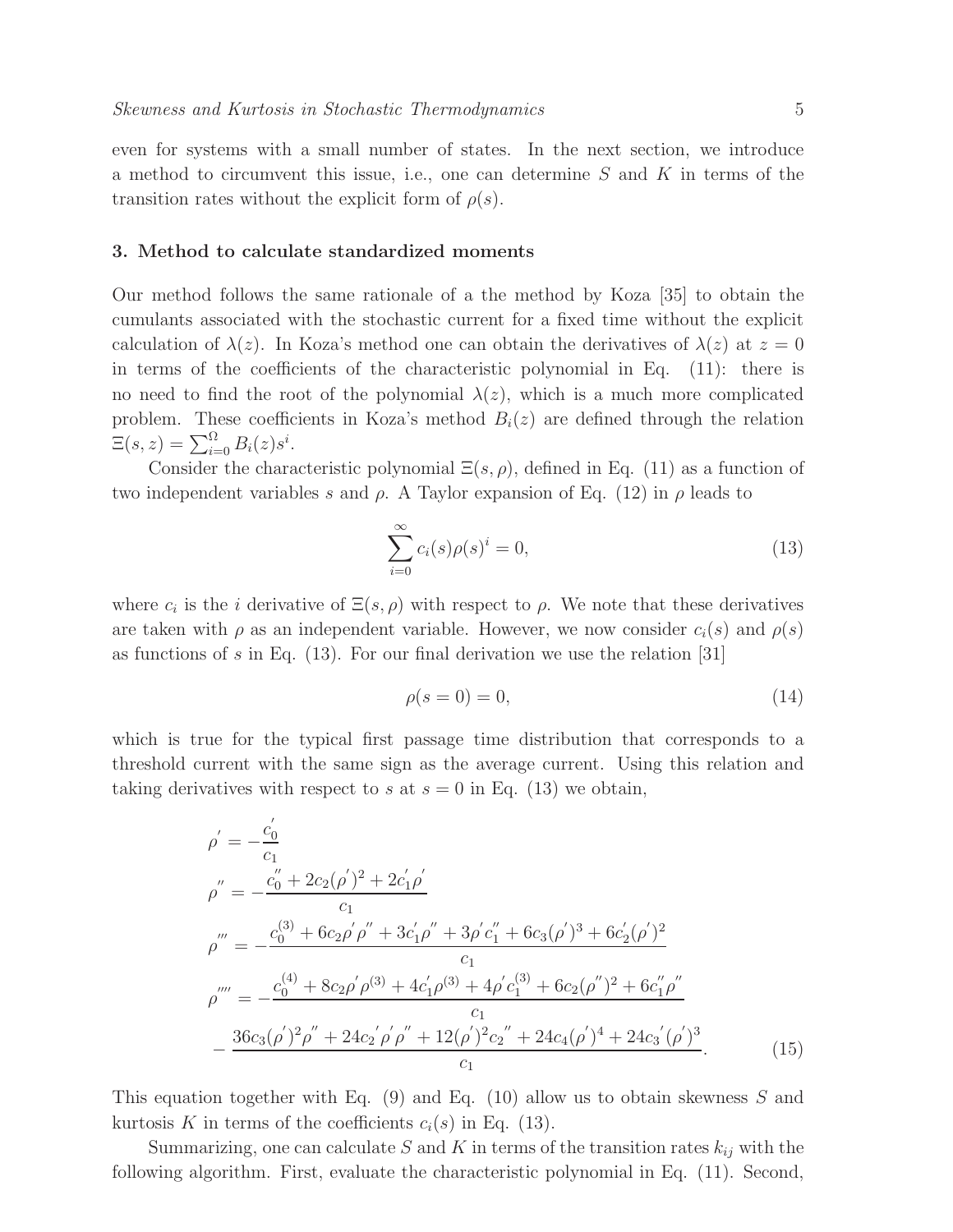even for systems with a small number of states. In the next section, we introduce a method to circumvent this issue, i.e., one can determine $S$ and $K$ in terms of the transition rates without the explicit form of $\rho(s)$.

## 3. Method to calculate standardized moments

Our method follows the same rationale of a the method by Koza [35] to obtain the cumulants associated with the stochastic current for a fixed time without the explicit calculation of $\lambda(z)$. In Koza's method one can obtain the derivatives of $\lambda(z)$ at $z = 0$ in terms of the coefficients of the characteristic polynomial in Eq. (11): there is no need to find the root of the polynomial $\lambda(z)$, which is a much more complicated problem. These coefficients in Koza's method $B_i(z)$ are defined through the relation $\Xi(s,z) = \sum_{i=0}^{\Omega} B_i(z) s^i$.

Consider the characteristic polynomial $\Xi(s,\rho)$, defined in Eq. (11) as a function of two independent variables $s$ and $\rho$. A Taylor expansion of Eq. (12) in $\rho$ leads to

$$\sum_{i=0}^{\infty} c_i(s)\rho(s)^i = 0, \tag{13}$$

where $c_i$ is the $i$ derivative of $\Xi(s,\rho)$ with respect to $\rho$. We note that these derivatives are taken with $\rho$ as an independent variable. However, we now consider $c_i(s)$ and $\rho(s)$ as functions of $s$ in Eq. (13). For our final derivation we use the relation [31]

$$\rho(s=0) = 0, \tag{14}$$

which is true for the typical first passage time distribution that corresponds to a threshold current with the same sign as the average current. Using this relation and taking derivatives with respect to $s$ at $s = 0$ in Eq. (13) we obtain,

$$\begin{aligned}
\rho' &= -\frac{c_0'}{c_1} \\
\rho'' &= -\frac{c_0'' + 2c_2(\rho')^2 + 2c_1'\rho'}{c_1} \\
\rho''' &= -\frac{c_0^{(3)} + 6c_2\rho'\rho'' + 3c_1'\rho'' + 3\rho' c_1'' + 6c_3(\rho')^3 + 6c_2'(\rho')^2}{c_1} \\
\rho'''' &= -\frac{c_0^{(4)} + 8c_2\rho'\rho^{(3)} + 4c_1'\rho^{(3)} + 4\rho' c_1^{(3)} + 6c_2(\rho'')^2 + 6c_1''\rho''}{c_1} \\
&\quad - \frac{36c_3(\rho')^2\rho'' + 24c_2{}'\rho'\rho'' + 12(\rho')^2 c_2{}'' + 24c_4(\rho')^4 + 24c_3{}'(\rho')^3}{c_1}.
\end{aligned} \tag{15}$$

This equation together with Eq. (9) and Eq. (10) allow us to obtain skewness $S$ and kurtosis $K$ in terms of the coefficients $c_i(s)$ in Eq. (13).

Summarizing, one can calculate $S$ and $K$ in terms of the transition rates $k_{ij}$ with the following algorithm. First, evaluate the characteristic polynomial in Eq. (11). Second,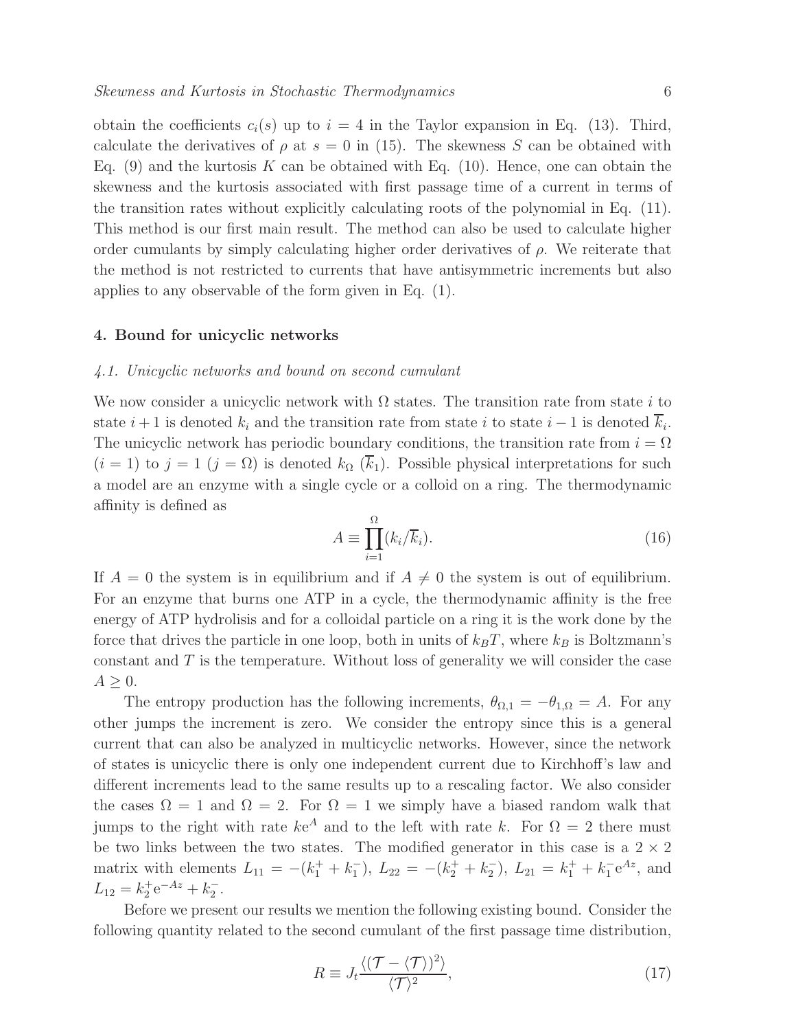obtain the coefficients $c_i(s)$ up to $i = 4$ in the Taylor expansion in Eq. (13). Third, calculate the derivatives of $\rho$ at $s = 0$ in (15). The skewness $S$ can be obtained with Eq. (9) and the kurtosis $K$ can be obtained with Eq. (10). Hence, one can obtain the skewness and the kurtosis associated with first passage time of a current in terms of the transition rates without explicitly calculating roots of the polynomial in Eq. (11). This method is our first main result. The method can also be used to calculate higher order cumulants by simply calculating higher order derivatives of $\rho$. We reiterate that the method is not restricted to currents that have antisymmetric increments but also applies to any observable of the form given in Eq. (1).

## 4. Bound for unicyclic networks

### *4.1. Unicyclic networks and bound on second cumulant*

We now consider a unicyclic network with $\Omega$ states. The transition rate from state $i$ to state $i+1$ is denoted $k_i$ and the transition rate from state $i$ to state $i-1$ is denoted $\overline{k}_i$. The unicyclic network has periodic boundary conditions, the transition rate from $i = \Omega$ ($i = 1$) to $j = 1$ ($j = \Omega$) is denoted $k_\Omega$ ($\overline{k}_1$). Possible physical interpretations for such a model are an enzyme with a single cycle or a colloid on a ring. The thermodynamic affinity is defined as

$$A \equiv \prod_{i=1}^{\Omega}(k_i/\overline{k}_i). \tag{16}$$

If $A = 0$ the system is in equilibrium and if $A \neq 0$ the system is out of equilibrium. For an enzyme that burns one ATP in a cycle, the thermodynamic affinity is the free energy of ATP hydrolisis and for a colloidal particle on a ring it is the work done by the force that drives the particle in one loop, both in units of $k_BT$, where $k_B$ is Boltzmann's constant and $T$ is the temperature. Without loss of generality we will consider the case $A \geq 0$.

The entropy production has the following increments, $\theta_{\Omega,1} = -\theta_{1,\Omega} = A$. For any other jumps the increment is zero. We consider the entropy since this is a general current that can also be analyzed in multicyclic networks. However, since the network of states is unicyclic there is only one independent current due to Kirchhoff's law and different increments lead to the same results up to a rescaling factor. We also consider the cases $\Omega = 1$ and $\Omega = 2$. For $\Omega = 1$ we simply have a biased random walk that jumps to the right with rate $k\mathrm{e}^{A}$ and to the left with rate $k$. For $\Omega = 2$ there must be two links between the two states. The modified generator in this case is a $2 \times 2$ matrix with elements $L_{11} = -(k_1^+ + k_1^-)$, $L_{22} = -(k_2^+ + k_2^-)$, $L_{21} = k_1^+ + k_1^-\mathrm{e}^{Az}$, and $L_{12} = k_2^+\mathrm{e}^{-Az} + k_2^-$.

Before we present our results we mention the following existing bound. Consider the following quantity related to the second cumulant of the first passage time distribution,

$$R \equiv J_t\frac{\langle(\mathcal{T} - \langle\mathcal{T}\rangle)^2\rangle}{\langle\mathcal{T}\rangle^2}, \tag{17}$$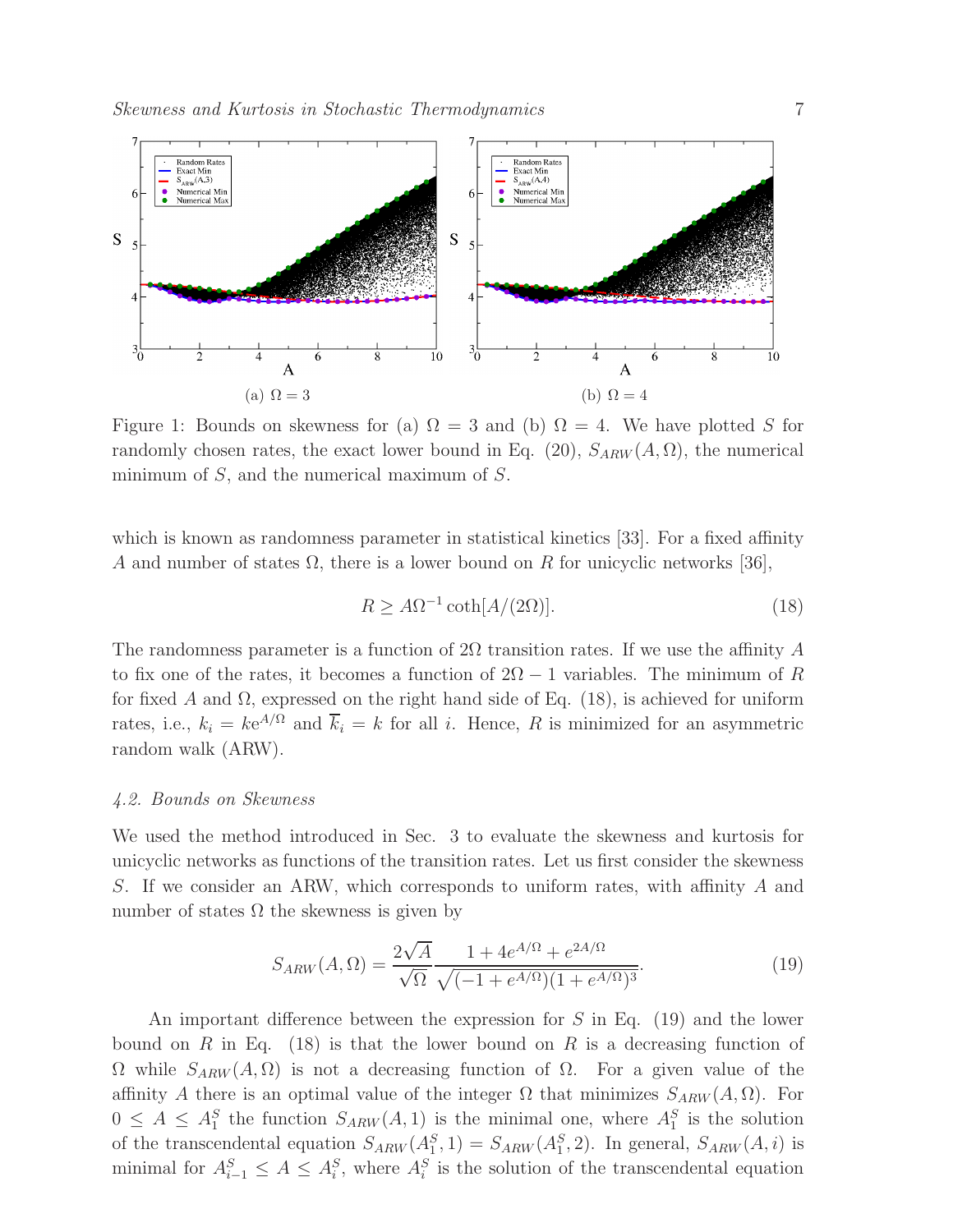Figure 1: Bounds on skewness for (a) $\Omega = 3$ and (b) $\Omega = 4$. We have plotted $S$ for randomly chosen rates, the exact lower bound in Eq. (20), $S_{ARW}(A, \Omega)$, the numerical minimum of $S$, and the numerical maximum of $S$.

which is known as randomness parameter in statistical kinetics [33]. For a fixed affinity $A$ and number of states $\Omega$, there is a lower bound on $R$ for unicyclic networks [36],

$$R \geq A\Omega^{-1} \coth[A/(2\Omega)]. \tag{18}$$

The randomness parameter is a function of $2\Omega$ transition rates. If we use the affinity $A$ to fix one of the rates, it becomes a function of $2\Omega - 1$ variables. The minimum of $R$ for fixed $A$ and $\Omega$, expressed on the right hand side of Eq. (18), is achieved for uniform rates, i.e., $k_i = k e^{A/\Omega}$ and $\overline{k}_i = k$ for all $i$. Hence, $R$ is minimized for an asymmetric random walk (ARW).

### 4.2. Bounds on Skewness

We used the method introduced in Sec. 3 to evaluate the skewness and kurtosis for unicyclic networks as functions of the transition rates. Let us first consider the skewness $S$. If we consider an ARW, which corresponds to uniform rates, with affinity $A$ and number of states $\Omega$ the skewness is given by

$$S_{ARW}(A, \Omega) = \frac{2\sqrt{A}}{\sqrt{\Omega}} \frac{1 + 4e^{A/\Omega} + e^{2A/\Omega}}{\sqrt{(-1 + e^{A/\Omega})(1 + e^{A/\Omega})^3}}. \tag{19}$$

An important difference between the expression for $S$ in Eq. (19) and the lower bound on $R$ in Eq. (18) is that the lower bound on $R$ is a decreasing function of $\Omega$ while $S_{ARW}(A, \Omega)$ is not a decreasing function of $\Omega$. For a given value of the affinity $A$ there is an optimal value of the integer $\Omega$ that minimizes $S_{ARW}(A, \Omega)$. For $0 \leq A \leq A_1^S$ the function $S_{ARW}(A, 1)$ is the minimal one, where $A_1^S$ is the solution of the transcendental equation $S_{ARW}(A_1^S, 1) = S_{ARW}(A_1^S, 2)$. In general, $S_{ARW}(A, i)$ is minimal for $A_{i-1}^S \leq A \leq A_i^S$, where $A_i^S$ is the solution of the transcendental equation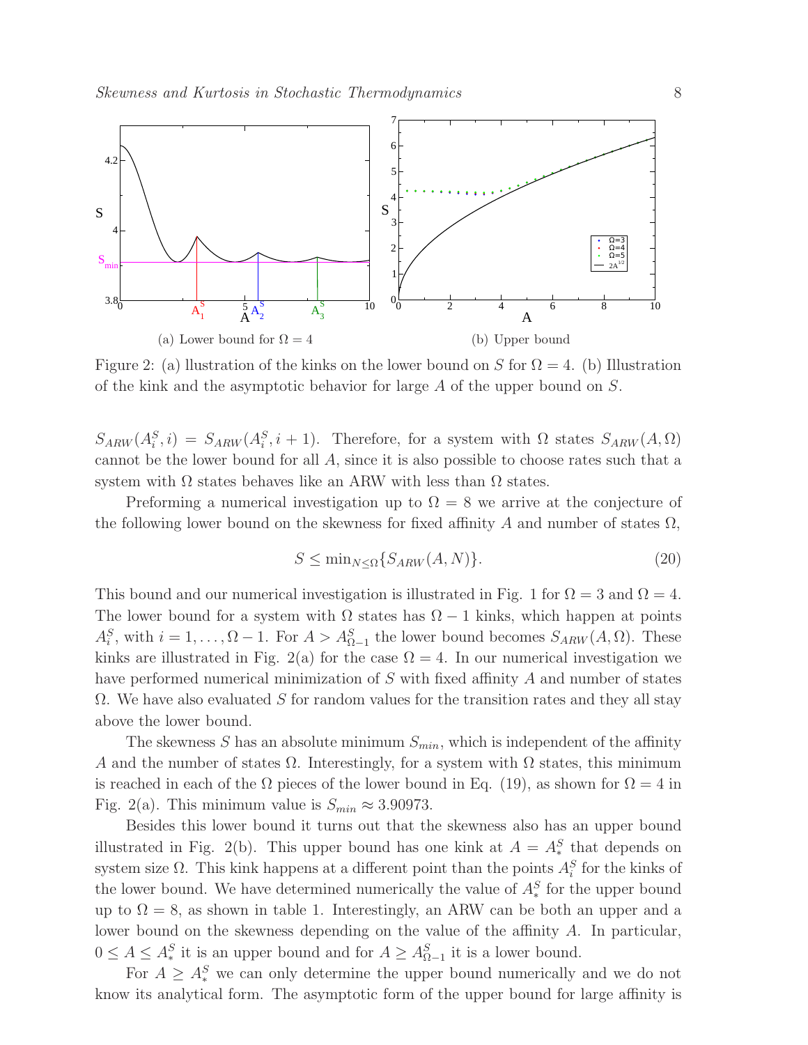Figure 2: (a) llustration of the kinks on the lower bound on $S$ for $\Omega = 4$. (b) Illustration of the kink and the asymptotic behavior for large $A$ of the upper bound on $S$.

$S_{ARW}(A_i^S, i) = S_{ARW}(A_i^S, i+1)$. Therefore, for a system with $\Omega$ states $S_{ARW}(A, \Omega)$ cannot be the lower bound for all $A$, since it is also possible to choose rates such that a system with $\Omega$ states behaves like an ARW with less than $\Omega$ states.

Preforming a numerical investigation up to $\Omega = 8$ we arrive at the conjecture of the following lower bound on the skewness for fixed affinity $A$ and number of states $\Omega$,

$$S \leq \min_{N \leq \Omega}\{S_{ARW}(A, N)\}. \tag{20}$$

This bound and our numerical investigation is illustrated in Fig. 1 for $\Omega = 3$ and $\Omega = 4$. The lower bound for a system with $\Omega$ states has $\Omega - 1$ kinks, which happen at points $A_i^S$, with $i = 1, \ldots, \Omega - 1$. For $A > A_{\Omega-1}^S$ the lower bound becomes $S_{ARW}(A, \Omega)$. These kinks are illustrated in Fig. 2(a) for the case $\Omega = 4$. In our numerical investigation we have performed numerical minimization of $S$ with fixed affinity $A$ and number of states $\Omega$. We have also evaluated $S$ for random values for the transition rates and they all stay above the lower bound.

The skewness $S$ has an absolute minimum $S_{min}$, which is independent of the affinity $A$ and the number of states $\Omega$. Interestingly, for a system with $\Omega$ states, this minimum is reached in each of the $\Omega$ pieces of the lower bound in Eq. (19), as shown for $\Omega = 4$ in Fig. 2(a). This minimum value is $S_{min} \approx 3.90973$.

Besides this lower bound it turns out that the skewness also has an upper bound illustrated in Fig. 2(b). This upper bound has one kink at $A = A_*^S$ that depends on system size $\Omega$. This kink happens at a different point than the points $A_i^S$ for the kinks of the lower bound. We have determined numerically the value of $A_*^S$ for the upper bound up to $\Omega = 8$, as shown in table 1. Interestingly, an ARW can be both an upper and a lower bound on the skewness depending on the value of the affinity $A$. In particular, $0 \leq A \leq A_*^S$ it is an upper bound and for $A \geq A_{\Omega-1}^S$ it is a lower bound.

For $A \geq A_*^S$ we can only determine the upper bound numerically and we do not know its analytical form. The asymptotic form of the upper bound for large affinity is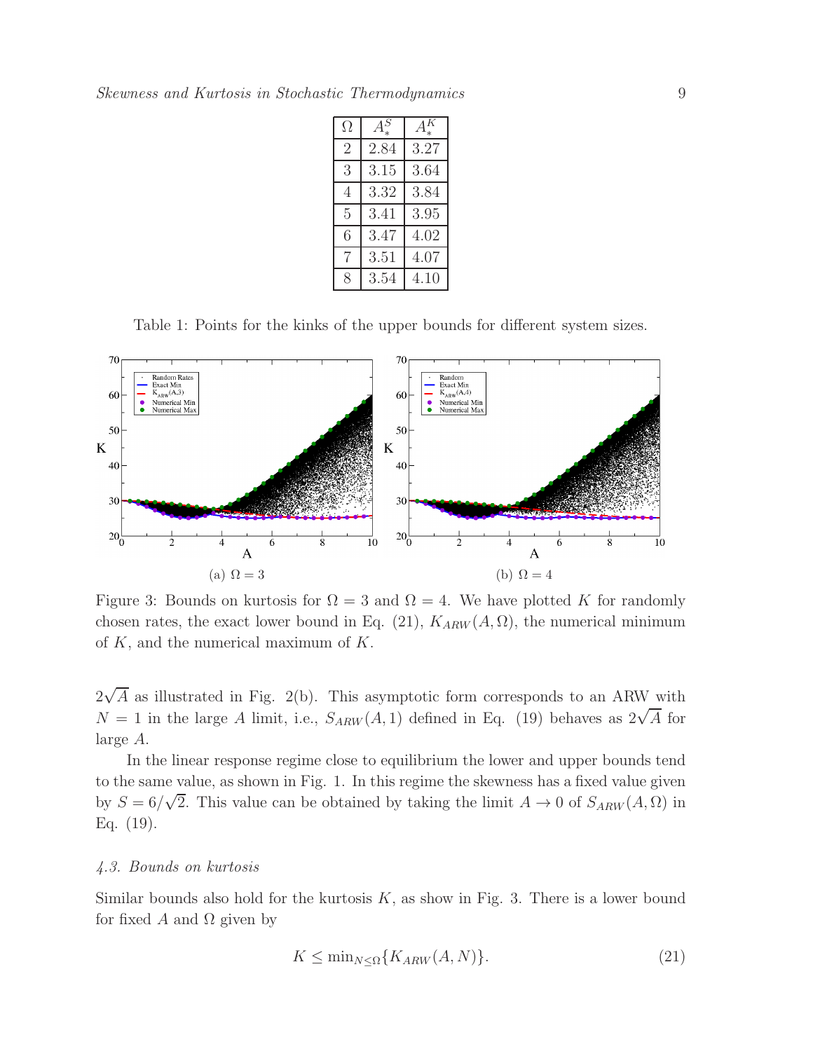| $\Omega$ | $A_*^S$ | $A_*^K$ |
|---|---|---|
| 2 | 2.84 | 3.27 |
| 3 | 3.15 | 3.64 |
| 4 | 3.32 | 3.84 |
| 5 | 3.41 | 3.95 |
| 6 | 3.47 | 4.02 |
| 7 | 3.51 | 4.07 |
| 8 | 3.54 | 4.10 |

Table 1: Points for the kinks of the upper bounds for different system sizes.

(a) $\Omega = 3$

(b) $\Omega = 4$

Figure 3: Bounds on kurtosis for $\Omega = 3$ and $\Omega = 4$. We have plotted $K$ for randomly chosen rates, the exact lower bound in Eq. (21), $K_{ARW}(A, \Omega)$, the numerical minimum of $K$, and the numerical maximum of $K$.

$2\sqrt{A}$ as illustrated in Fig. 2(b). This asymptotic form corresponds to an ARW with $N = 1$ in the large $A$ limit, i.e., $S_{ARW}(A, 1)$ defined in Eq. (19) behaves as $2\sqrt{A}$ for large $A$.

In the linear response regime close to equilibrium the lower and upper bounds tend to the same value, as shown in Fig. 1. In this regime the skewness has a fixed value given by $S = 6/\sqrt{2}$. This value can be obtained by taking the limit $A \to 0$ of $S_{ARW}(A, \Omega)$ in Eq. (19).

### *4.3. Bounds on kurtosis*

Similar bounds also hold for the kurtosis $K$, as show in Fig. 3. There is a lower bound for fixed $A$ and $\Omega$ given by

$$K \le \min_{N \le \Omega}\{K_{ARW}(A, N)\}. \tag{21}$$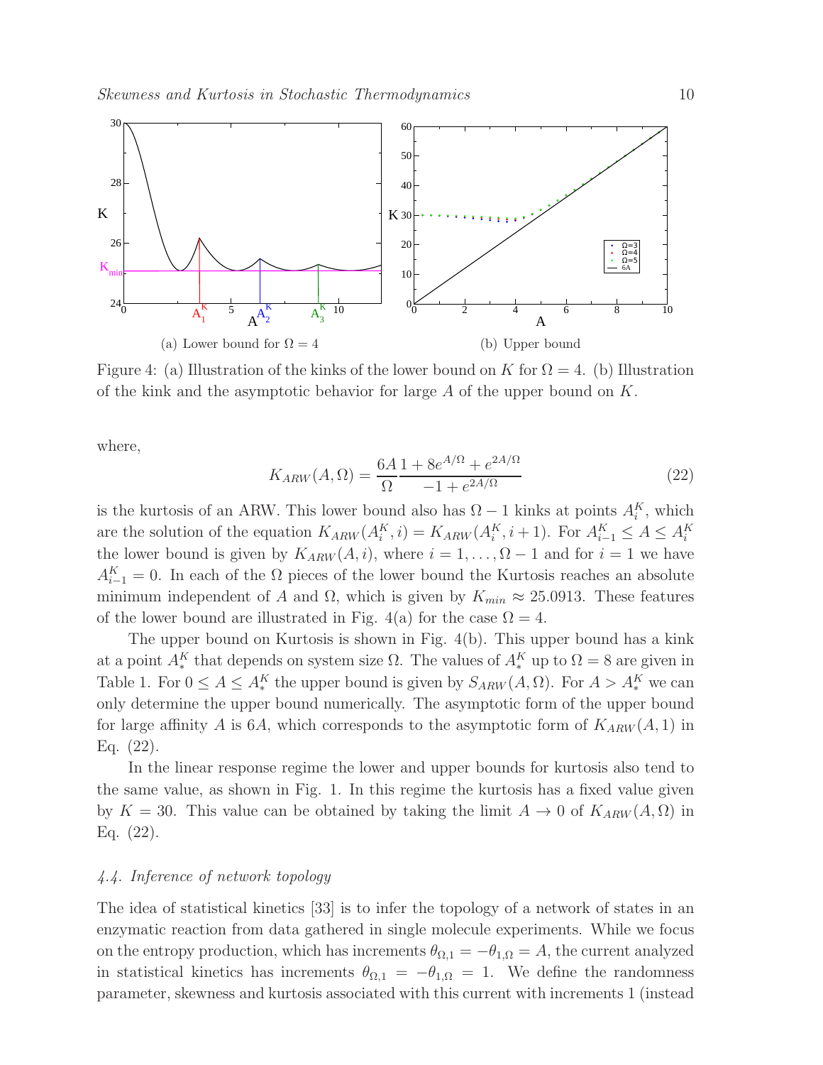Figure 4: (a) Illustration of the kinks of the lower bound on $K$ for $\Omega = 4$. (b) Illustration of the kink and the asymptotic behavior for large $A$ of the upper bound on $K$.

where,

$$K_{ARW}(A, \Omega) = \frac{6A}{\Omega} \frac{1 + 8e^{A/\Omega} + e^{2A/\Omega}}{-1 + e^{2A/\Omega}} \tag{22}$$

is the kurtosis of an ARW. This lower bound also has $\Omega - 1$ kinks at points $A_i^K$, which are the solution of the equation $K_{ARW}(A_i^K, i) = K_{ARW}(A_i^K, i+1)$. For $A_{i-1}^K \leq A \leq A_i^K$ the lower bound is given by $K_{ARW}(A, i)$, where $i = 1, \ldots, \Omega - 1$ and for $i = 1$ we have $A_{i-1}^K = 0$. In each of the $\Omega$ pieces of the lower bound the Kurtosis reaches an absolute minimum independent of $A$ and $\Omega$, which is given by $K_{min} \approx 25.0913$. These features of the lower bound are illustrated in Fig. 4(a) for the case $\Omega = 4$.

The upper bound on Kurtosis is shown in Fig. 4(b). This upper bound has a kink at a point $A_*^K$ that depends on system size $\Omega$. The values of $A_*^K$ up to $\Omega = 8$ are given in Table 1. For $0 \leq A \leq A_*^K$ the upper bound is given by $S_{ARW}(A, \Omega)$. For $A > A_*^K$ we can only determine the upper bound numerically. The asymptotic form of the upper bound for large affinity $A$ is $6A$, which corresponds to the asymptotic form of $K_{ARW}(A, 1)$ in Eq. (22).

In the linear response regime the lower and upper bounds for kurtosis also tend to the same value, as shown in Fig. 1. In this regime the kurtosis has a fixed value given by $K = 30$. This value can be obtained by taking the limit $A \to 0$ of $K_{ARW}(A, \Omega)$ in Eq. (22).

### 4.4. Inference of network topology

The idea of statistical kinetics [33] is to infer the topology of a network of states in an enzymatic reaction from data gathered in single molecule experiments. While we focus on the entropy production, which has increments $\theta_{\Omega,1} = -\theta_{1,\Omega} = A$, the current analyzed in statistical kinetics has increments $\theta_{\Omega,1} = -\theta_{1,\Omega} = 1$. We define the randomness parameter, skewness and kurtosis associated with this current with increments 1 (instead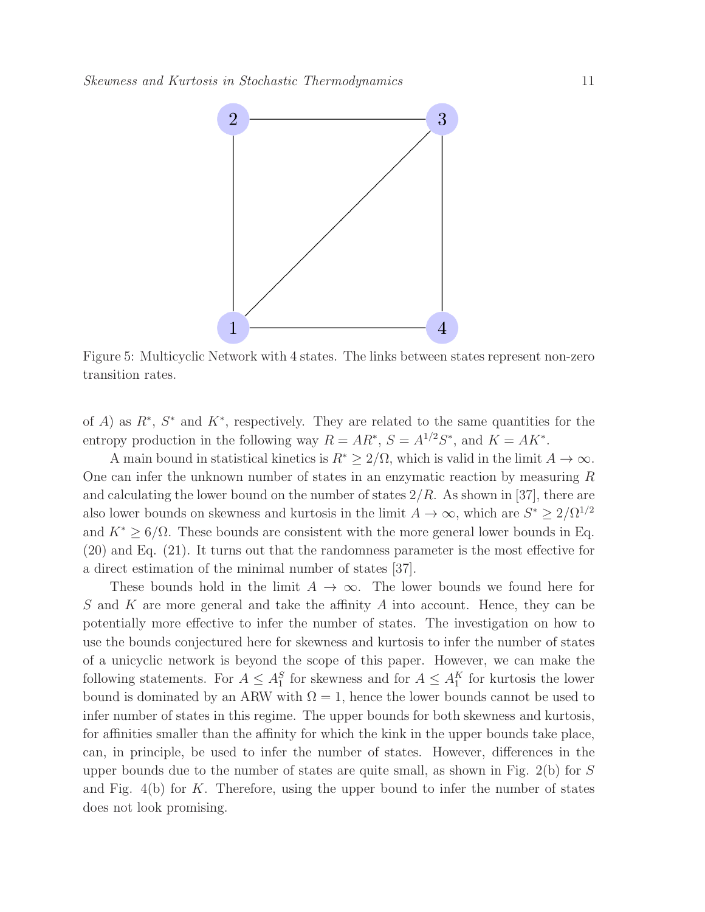Figure 5: Multicyclic Network with 4 states. The links between states represent non-zero transition rates.

of $A$) as $R^*$, $S^*$ and $K^*$, respectively. They are related to the same quantities for the entropy production in the following way $R = AR^*$, $S = A^{1/2}S^*$, and $K = AK^*$.

A main bound in statistical kinetics is $R^* \geq 2/\Omega$, which is valid in the limit $A \to \infty$. One can infer the unknown number of states in an enzymatic reaction by measuring $R$ and calculating the lower bound on the number of states $2/R$. As shown in [37], there are also lower bounds on skewness and kurtosis in the limit $A \to \infty$, which are $S^* \geq 2/\Omega^{1/2}$ and $K^* \geq 6/\Omega$. These bounds are consistent with the more general lower bounds in Eq. (20) and Eq. (21). It turns out that the randomness parameter is the most effective for a direct estimation of the minimal number of states [37].

These bounds hold in the limit $A \to \infty$. The lower bounds we found here for $S$ and $K$ are more general and take the affinity $A$ into account. Hence, they can be potentially more effective to infer the number of states. The investigation on how to use the bounds conjectured here for skewness and kurtosis to infer the number of states of a unicyclic network is beyond the scope of this paper. However, we can make the following statements. For $A \leq A_1^S$ for skewness and for $A \leq A_1^K$ for kurtosis the lower bound is dominated by an ARW with $\Omega = 1$, hence the lower bounds cannot be used to infer number of states in this regime. The upper bounds for both skewness and kurtosis, for affinities smaller than the affinity for which the kink in the upper bounds take place, can, in principle, be used to infer the number of states. However, differences in the upper bounds due to the number of states are quite small, as shown in Fig. 2(b) for $S$ and Fig. 4(b) for $K$. Therefore, using the upper bound to infer the number of states does not look promising.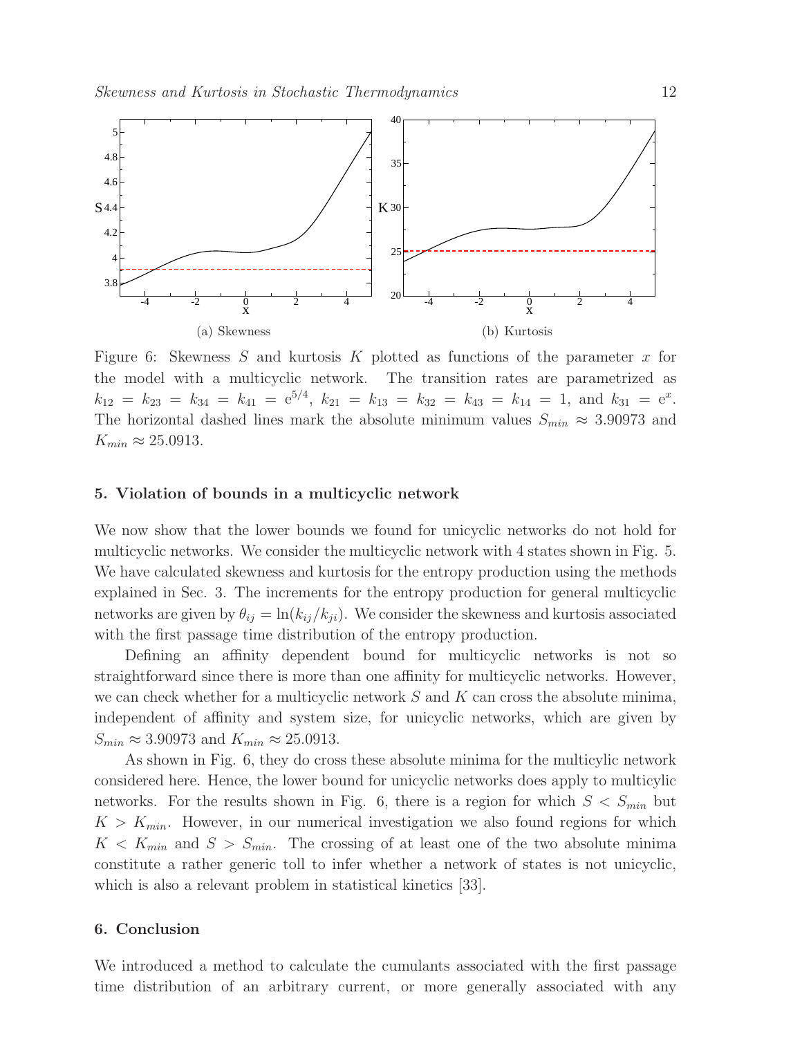(a) Skewness

(b) Kurtosis

Figure 6: Skewness $S$ and kurtosis $K$ plotted as functions of the parameter $x$ for the model with a multicyclic network. The transition rates are parametrized as $k_{12} = k_{23} = k_{34} = k_{41} = \mathrm{e}^{5/4}$, $k_{21} = k_{13} = k_{32} = k_{43} = k_{14} = 1$, and $k_{31} = \mathrm{e}^{x}$. The horizontal dashed lines mark the absolute minimum values $S_{min} \approx 3.90973$ and $K_{min} \approx 25.0913$.

## 5. Violation of bounds in a multicyclic network

We now show that the lower bounds we found for unicyclic networks do not hold for multicyclic networks. We consider the multicyclic network with 4 states shown in Fig. 5. We have calculated skewness and kurtosis for the entropy production using the methods explained in Sec. 3. The increments for the entropy production for general multicyclic networks are given by $\theta_{ij} = \ln(k_{ij}/k_{ji})$. We consider the skewness and kurtosis associated with the first passage time distribution of the entropy production.

Defining an affinity dependent bound for multicyclic networks is not so straightforward since there is more than one affinity for multicyclic networks. However, we can check whether for a multicyclic network $S$ and $K$ can cross the absolute minima, independent of affinity and system size, for unicyclic networks, which are given by $S_{min} \approx 3.90973$ and $K_{min} \approx 25.0913$.

As shown in Fig. 6, they do cross these absolute minima for the multicylic network considered here. Hence, the lower bound for unicyclic networks does apply to multicylic networks. For the results shown in Fig. 6, there is a region for which $S < S_{min}$ but $K > K_{min}$. However, in our numerical investigation we also found regions for which $K < K_{min}$ and $S > S_{min}$. The crossing of at least one of the two absolute minima constitute a rather generic toll to infer whether a network of states is not unicyclic, which is also a relevant problem in statistical kinetics [33].

## 6. Conclusion

We introduced a method to calculate the cumulants associated with the first passage time distribution of an arbitrary current, or more generally associated with any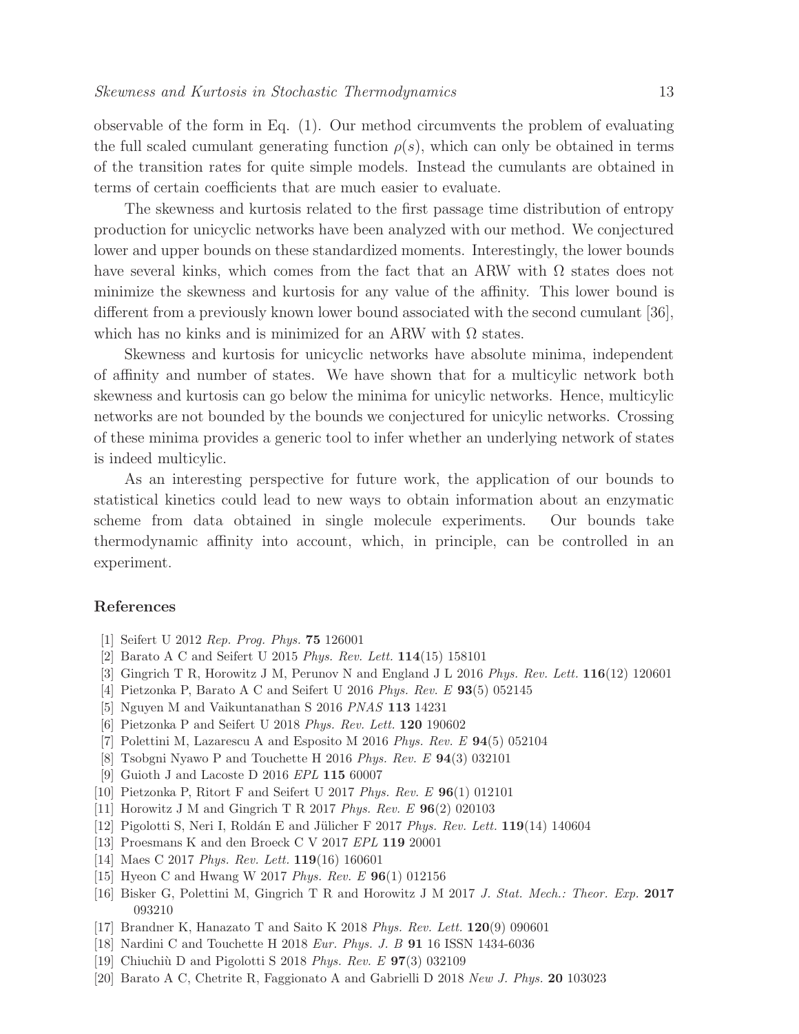observable of the form in Eq. (1). Our method circumvents the problem of evaluating the full scaled cumulant generating function $\rho(s)$, which can only be obtained in terms of the transition rates for quite simple models. Instead the cumulants are obtained in terms of certain coefficients that are much easier to evaluate.

The skewness and kurtosis related to the first passage time distribution of entropy production for unicyclic networks have been analyzed with our method. We conjectured lower and upper bounds on these standardized moments. Interestingly, the lower bounds have several kinks, which comes from the fact that an ARW with $\Omega$ states does not minimize the skewness and kurtosis for any value of the affinity. This lower bound is different from a previously known lower bound associated with the second cumulant [36], which has no kinks and is minimized for an ARW with $\Omega$ states.

Skewness and kurtosis for unicyclic networks have absolute minima, independent of affinity and number of states. We have shown that for a multicylic network both skewness and kurtosis can go below the minima for unicylic networks. Hence, multicylic networks are not bounded by the bounds we conjectured for unicylic networks. Crossing of these minima provides a generic tool to infer whether an underlying network of states is indeed multicylic.

As an interesting perspective for future work, the application of our bounds to statistical kinetics could lead to new ways to obtain information about an enzymatic scheme from data obtained in single molecule experiments. Our bounds take thermodynamic affinity into account, which, in principle, can be controlled in an experiment.

## References

[1] Seifert U 2012 *Rep. Prog. Phys.* **75** 126001
[2] Barato A C and Seifert U 2015 *Phys. Rev. Lett.* **114**(15) 158101
[3] Gingrich T R, Horowitz J M, Perunov N and England J L 2016 *Phys. Rev. Lett.* **116**(12) 120601
[4] Pietzonka P, Barato A C and Seifert U 2016 *Phys. Rev. E* **93**(5) 052145
[5] Nguyen M and Vaikuntanathan S 2016 *PNAS* **113** 14231
[6] Pietzonka P and Seifert U 2018 *Phys. Rev. Lett.* **120** 190602
[7] Polettini M, Lazarescu A and Esposito M 2016 *Phys. Rev. E* **94**(5) 052104
[8] Tsobgni Nyawo P and Touchette H 2016 *Phys. Rev. E* **94**(3) 032101
[9] Guioth J and Lacoste D 2016 *EPL* **115** 60007
[10] Pietzonka P, Ritort F and Seifert U 2017 *Phys. Rev. E* **96**(1) 012101
[11] Horowitz J M and Gingrich T R 2017 *Phys. Rev. E* **96**(2) 020103
[12] Pigolotti S, Neri I, Roldán E and Jülicher F 2017 *Phys. Rev. Lett.* **119**(14) 140604
[13] Proesmans K and den Broeck C V 2017 *EPL* **119** 20001
[14] Maes C 2017 *Phys. Rev. Lett.* **119**(16) 160601
[15] Hyeon C and Hwang W 2017 *Phys. Rev. E* **96**(1) 012156
[16] Bisker G, Polettini M, Gingrich T R and Horowitz J M 2017 *J. Stat. Mech.: Theor. Exp.* **2017** 093210
[17] Brandner K, Hanazato T and Saito K 2018 *Phys. Rev. Lett.* **120**(9) 090601
[18] Nardini C and Touchette H 2018 *Eur. Phys. J. B* **91** 16 ISSN 1434-6036
[19] Chiuchiù D and Pigolotti S 2018 *Phys. Rev. E* **97**(3) 032109
[20] Barato A C, Chetrite R, Faggionato A and Gabrielli D 2018 *New J. Phys.* **20** 103023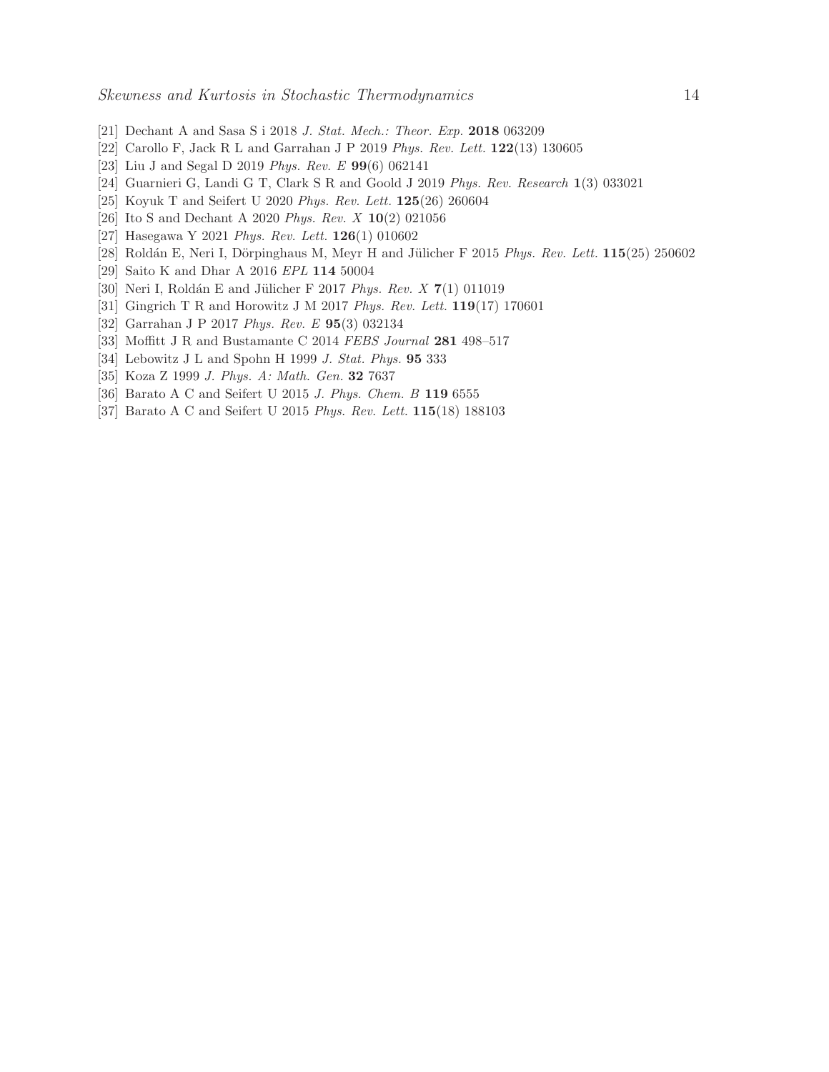[21] Dechant A and Sasa S i 2018 *J. Stat. Mech.: Theor. Exp.* **2018** 063209

[22] Carollo F, Jack R L and Garrahan J P 2019 *Phys. Rev. Lett.* **122**(13) 130605

[23] Liu J and Segal D 2019 *Phys. Rev. E* **99**(6) 062141

[24] Guarnieri G, Landi G T, Clark S R and Goold J 2019 *Phys. Rev. Research* **1**(3) 033021

[25] Koyuk T and Seifert U 2020 *Phys. Rev. Lett.* **125**(26) 260604

[26] Ito S and Dechant A 2020 *Phys. Rev. X* **10**(2) 021056

[27] Hasegawa Y 2021 *Phys. Rev. Lett.* **126**(1) 010602

[28] Roldán E, Neri I, Dörpinghaus M, Meyr H and Jülicher F 2015 *Phys. Rev. Lett.* **115**(25) 250602

[29] Saito K and Dhar A 2016 *EPL* **114** 50004

[30] Neri I, Roldán E and Jülicher F 2017 *Phys. Rev. X* **7**(1) 011019

[31] Gingrich T R and Horowitz J M 2017 *Phys. Rev. Lett.* **119**(17) 170601

[32] Garrahan J P 2017 *Phys. Rev. E* **95**(3) 032134

[33] Moffitt J R and Bustamante C 2014 *FEBS Journal* **281** 498–517

[34] Lebowitz J L and Spohn H 1999 *J. Stat. Phys.* **95** 333

[35] Koza Z 1999 *J. Phys. A: Math. Gen.* **32** 7637

[36] Barato A C and Seifert U 2015 *J. Phys. Chem. B* **119** 6555

[37] Barato A C and Seifert U 2015 *Phys. Rev. Lett.* **115**(18) 188103